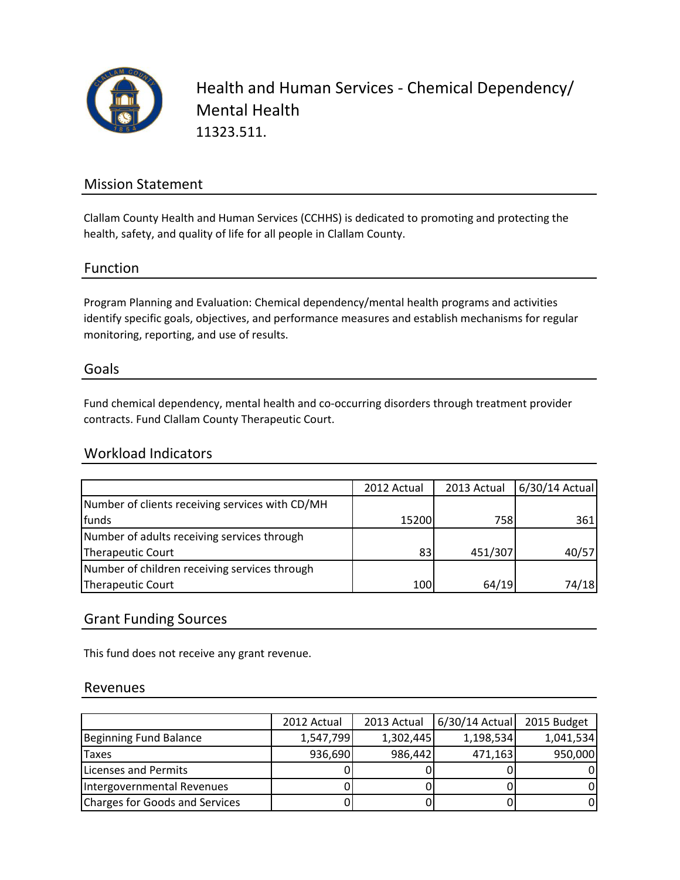# Health and Human Services - Chemical Dependency/ Mental Health

11323.511.

## Mission Statement

Clallam County Health and Human Services (CCHHS) is dedicated to promoting and protecting the health, safety, and quality of life for all people in Clallam County.

## Function

Program Planning and Evaluation: Chemical dependency/mental health programs and activities identify specific goals, objectives, and performance measures and establish mechanisms for regular monitoring, reporting, and use of results.

## Goals

Fund chemical dependency, mental health and co-occurring disorders through treatment provider contracts. Fund Clallam County Therapeutic Court.

## Workload Indicators

| | 2012 Actual | 2013 Actual | 6/30/14 Actual |
|---|---|---|---|
| Number of clients receiving services with CD/MH funds | 15200 | 758 | 361 |
| Number of adults receiving services through Therapeutic Court | 83 | 451/307 | 40/57 |
| Number of children receiving services through Therapeutic Court | 100 | 64/19 | 74/18 |

## Grant Funding Sources

This fund does not receive any grant revenue.

## Revenues

| | 2012 Actual | 2013 Actual | 6/30/14 Actual | 2015 Budget |
|---|---|---|---|---|
| Beginning Fund Balance | 1,547,799 | 1,302,445 | 1,198,534 | 1,041,534 |
| Taxes | 936,690 | 986,442 | 471,163 | 950,000 |
| Licenses and Permits | 0 | 0 | 0 | 0 |
| Intergovernmental Revenues | 0 | 0 | 0 | 0 |
| Charges for Goods and Services | 0 | 0 | 0 | 0 |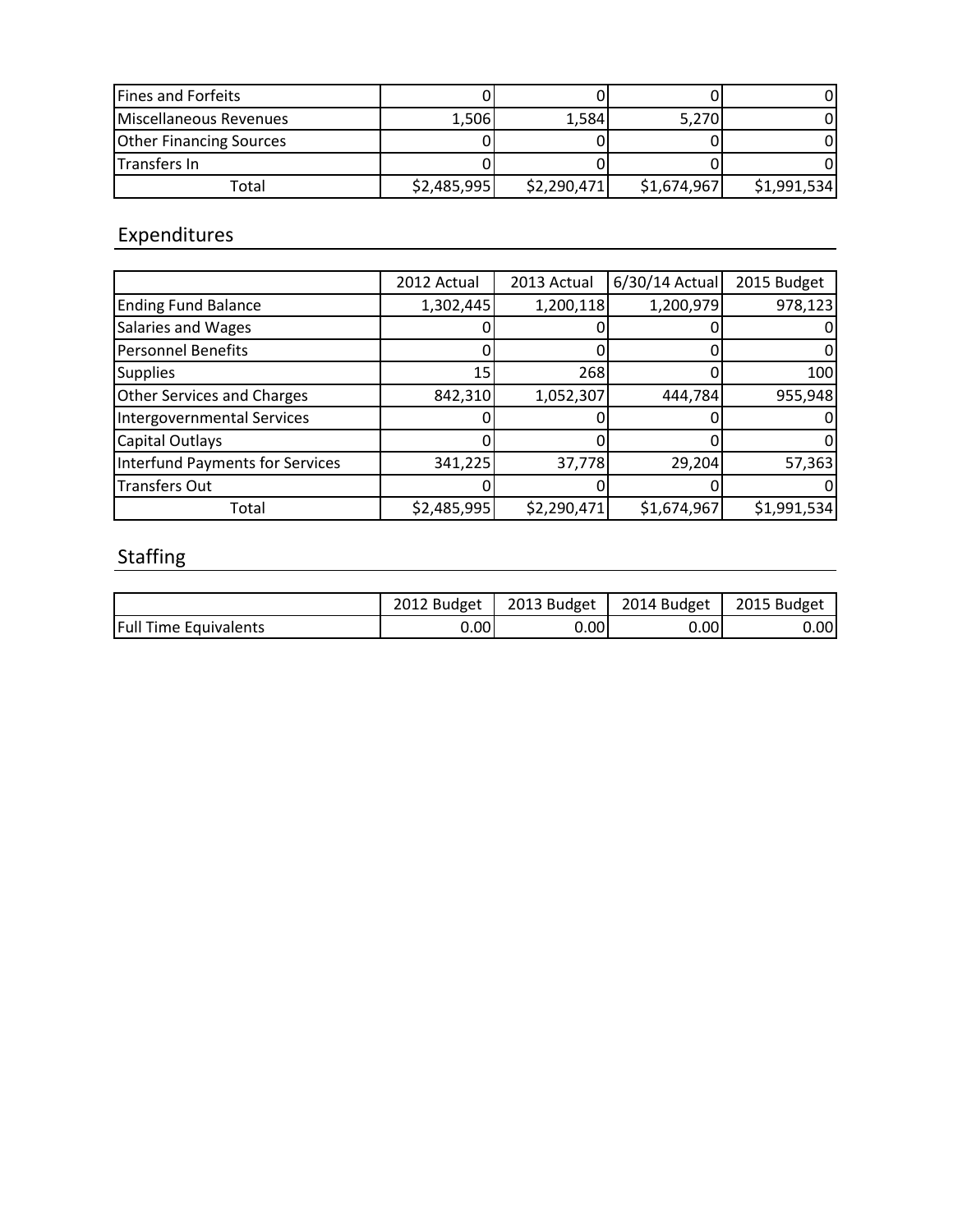| | | | | |
|---|---|---|---|---|
| Fines and Forfeits | 0 | 0 | 0 | 0 |
| Miscellaneous Revenues | 1,506 | 1,584 | 5,270 | 0 |
| Other Financing Sources | 0 | 0 | 0 | 0 |
| Transfers In | 0 | 0 | 0 | 0 |
| Total | $2,485,995 | $2,290,471 | $1,674,967 | $1,991,534 |

## Expenditures

| | 2012 Actual | 2013 Actual | 6/30/14 Actual | 2015 Budget |
|---|---|---|---|---|
| Ending Fund Balance | 1,302,445 | 1,200,118 | 1,200,979 | 978,123 |
| Salaries and Wages | 0 | 0 | 0 | 0 |
| Personnel Benefits | 0 | 0 | 0 | 0 |
| Supplies | 15 | 268 | 0 | 100 |
| Other Services and Charges | 842,310 | 1,052,307 | 444,784 | 955,948 |
| Intergovernmental Services | 0 | 0 | 0 | 0 |
| Capital Outlays | 0 | 0 | 0 | 0 |
| Interfund Payments for Services | 341,225 | 37,778 | 29,204 | 57,363 |
| Transfers Out | 0 | 0 | 0 | 0 |
| Total | $2,485,995 | $2,290,471 | $1,674,967 | $1,991,534 |

## Staffing

| | 2012 Budget | 2013 Budget | 2014 Budget | 2015 Budget |
|---|---|---|---|---|
| Full Time Equivalents | 0.00 | 0.00 | 0.00 | 0.00 |